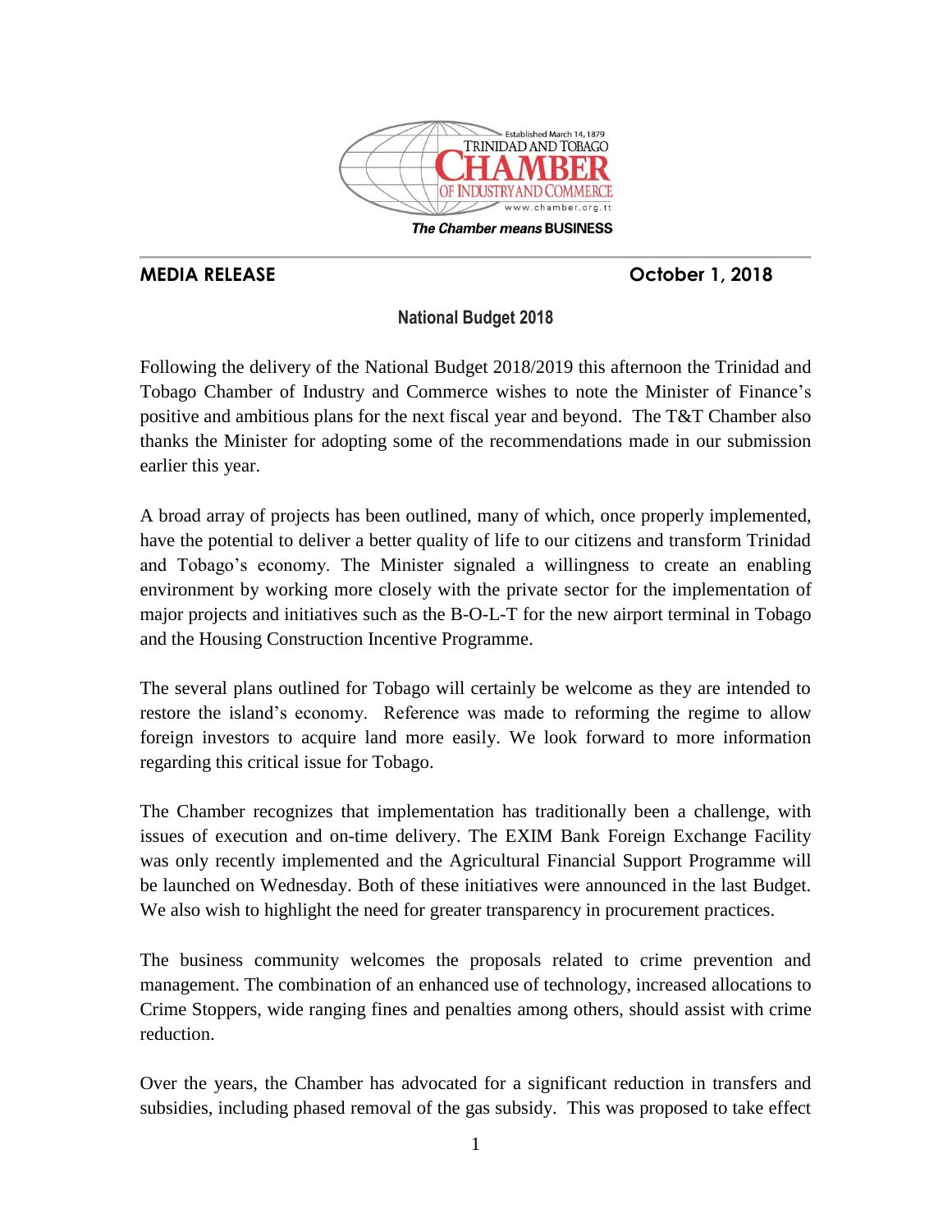Established March 14, 1879
TRINIDAD AND TOBAGO
CHAMBER
OF INDUSTRY AND COMMERCE
www.chamber.org.tt

*The Chamber means* **BUSINESS**

---

**MEDIA RELEASE** **October 1, 2018**

## National Budget 2018

Following the delivery of the National Budget 2018/2019 this afternoon the Trinidad and Tobago Chamber of Industry and Commerce wishes to note the Minister of Finance's positive and ambitious plans for the next fiscal year and beyond. The T&T Chamber also thanks the Minister for adopting some of the recommendations made in our submission earlier this year.

A broad array of projects has been outlined, many of which, once properly implemented, have the potential to deliver a better quality of life to our citizens and transform Trinidad and Tobago's economy. The Minister signaled a willingness to create an enabling environment by working more closely with the private sector for the implementation of major projects and initiatives such as the B-O-L-T for the new airport terminal in Tobago and the Housing Construction Incentive Programme.

The several plans outlined for Tobago will certainly be welcome as they are intended to restore the island's economy. Reference was made to reforming the regime to allow foreign investors to acquire land more easily. We look forward to more information regarding this critical issue for Tobago.

The Chamber recognizes that implementation has traditionally been a challenge, with issues of execution and on-time delivery. The EXIM Bank Foreign Exchange Facility was only recently implemented and the Agricultural Financial Support Programme will be launched on Wednesday. Both of these initiatives were announced in the last Budget. We also wish to highlight the need for greater transparency in procurement practices.

The business community welcomes the proposals related to crime prevention and management. The combination of an enhanced use of technology, increased allocations to Crime Stoppers, wide ranging fines and penalties among others, should assist with crime reduction.

Over the years, the Chamber has advocated for a significant reduction in transfers and subsidies, including phased removal of the gas subsidy. This was proposed to take effect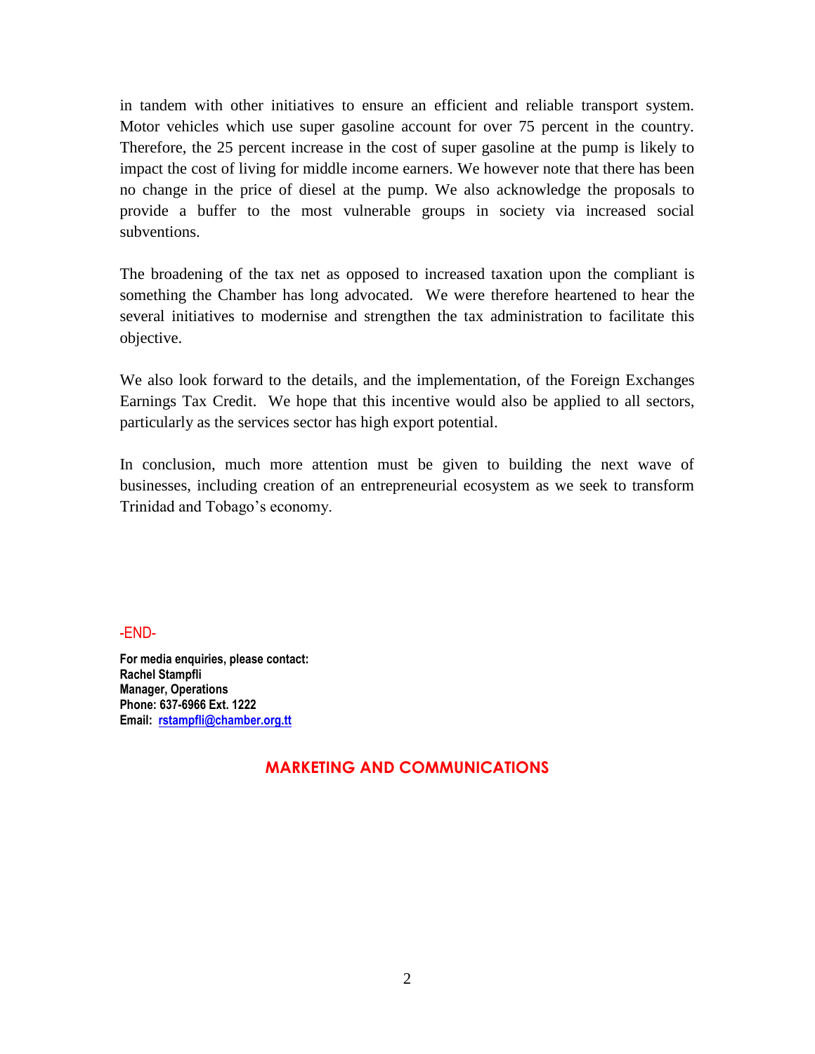in tandem with other initiatives to ensure an efficient and reliable transport system. Motor vehicles which use super gasoline account for over 75 percent in the country. Therefore, the 25 percent increase in the cost of super gasoline at the pump is likely to impact the cost of living for middle income earners. We however note that there has been no change in the price of diesel at the pump. We also acknowledge the proposals to provide a buffer to the most vulnerable groups in society via increased social subventions.

The broadening of the tax net as opposed to increased taxation upon the compliant is something the Chamber has long advocated. We were therefore heartened to hear the several initiatives to modernise and strengthen the tax administration to facilitate this objective.

We also look forward to the details, and the implementation, of the Foreign Exchanges Earnings Tax Credit. We hope that this incentive would also be applied to all sectors, particularly as the services sector has high export potential.

In conclusion, much more attention must be given to building the next wave of businesses, including creation of an entrepreneurial ecosystem as we seek to transform Trinidad and Tobago's economy.

-END-

**For media enquiries, please contact:**
**Rachel Stampfli**
**Manager, Operations**
**Phone: 637-6966 Ext. 1222**
**Email: rstampfli@chamber.org.tt**

**MARKETING AND COMMUNICATIONS**